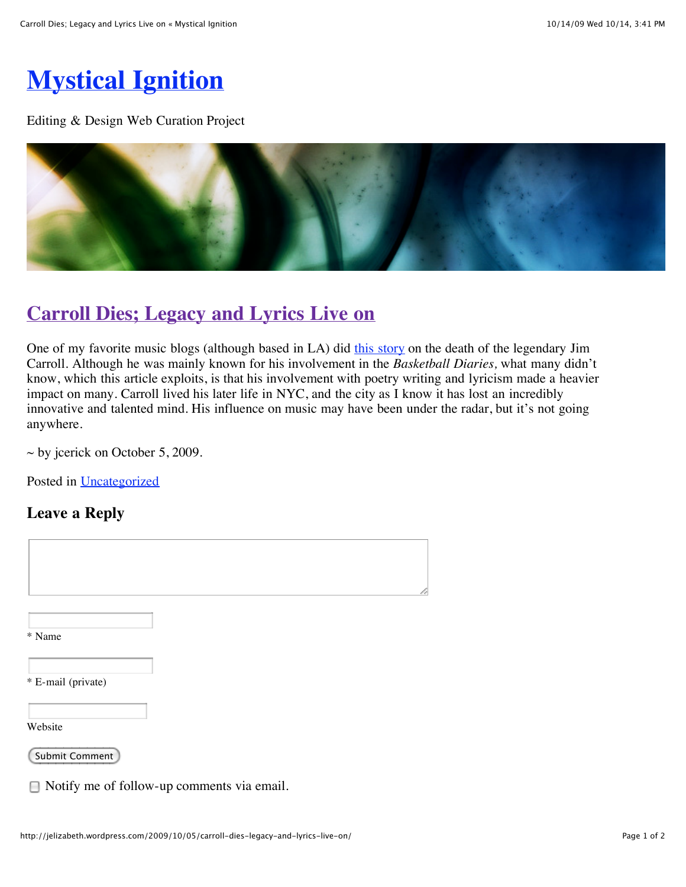# Mystical Ignition

Editing & Design Web Curation Project

## Carroll Dies; Legacy and Lyrics Live on

One of my favorite music blogs (although based in LA) did this story on the death of the legendary Jim Carroll. Although he was mainly known for his involvement in the *Basketball Diaries,* what many didn't know, which this article exploits, is that his involvement with poetry writing and lyricism made a heavier impact on many. Carroll lived his later life in NYC, and the city as I know it has lost an incredibly innovative and talented mind. His influence on music may have been under the radar, but it's not going anywhere.

~ by jcerick on October 5, 2009.

Posted in Uncategorized

### Leave a Reply

* Name

* E-mail (private)

Website

Submit Comment

Notify me of follow-up comments via email.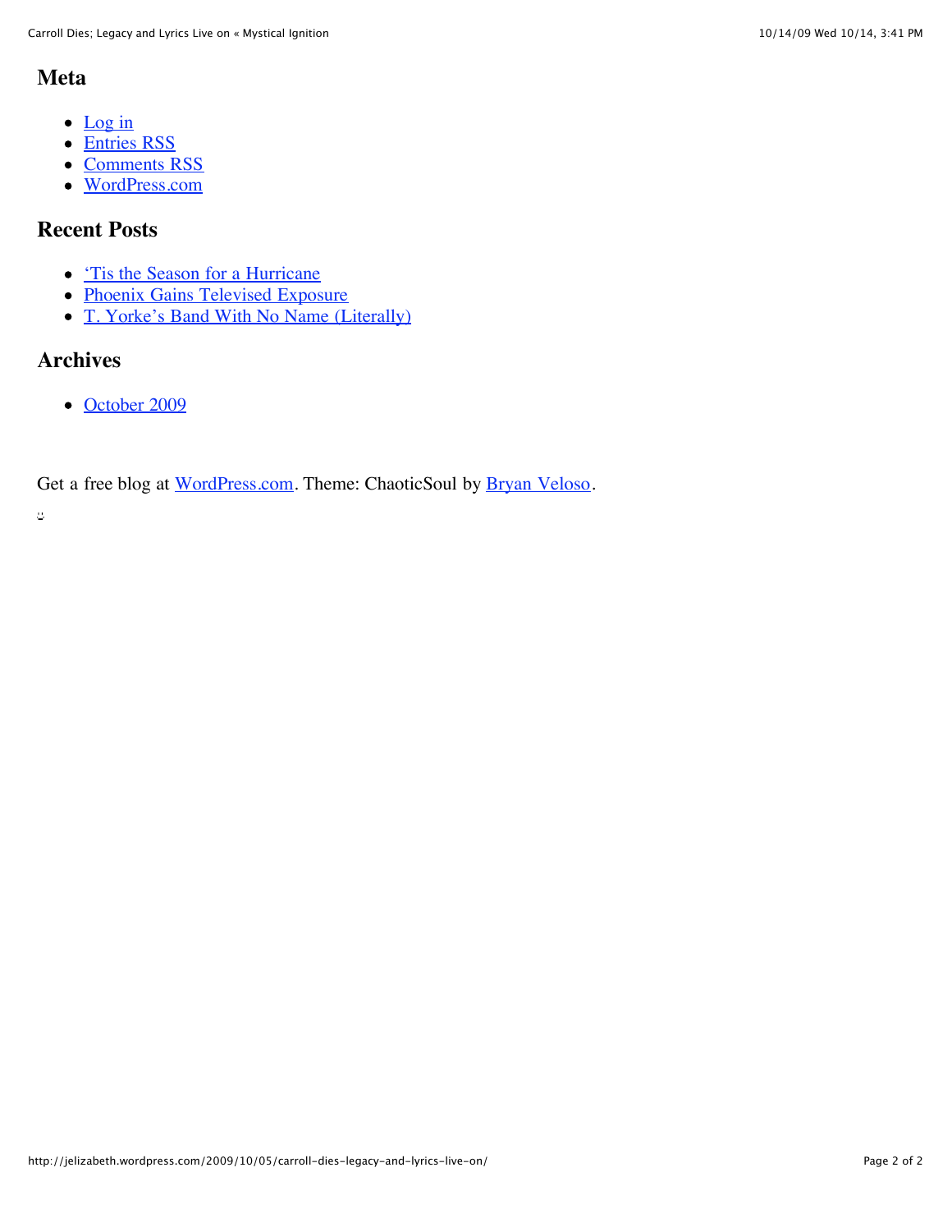## Meta

- Log in
- Entries RSS
- Comments RSS
- WordPress.com

## Recent Posts

- ‘Tis the Season for a Hurricane
- Phoenix Gains Televised Exposure
- T. Yorke’s Band With No Name (Literally)

## Archives

- October 2009

Get a free blog at WordPress.com. Theme: ChaoticSoul by Bryan Veloso.